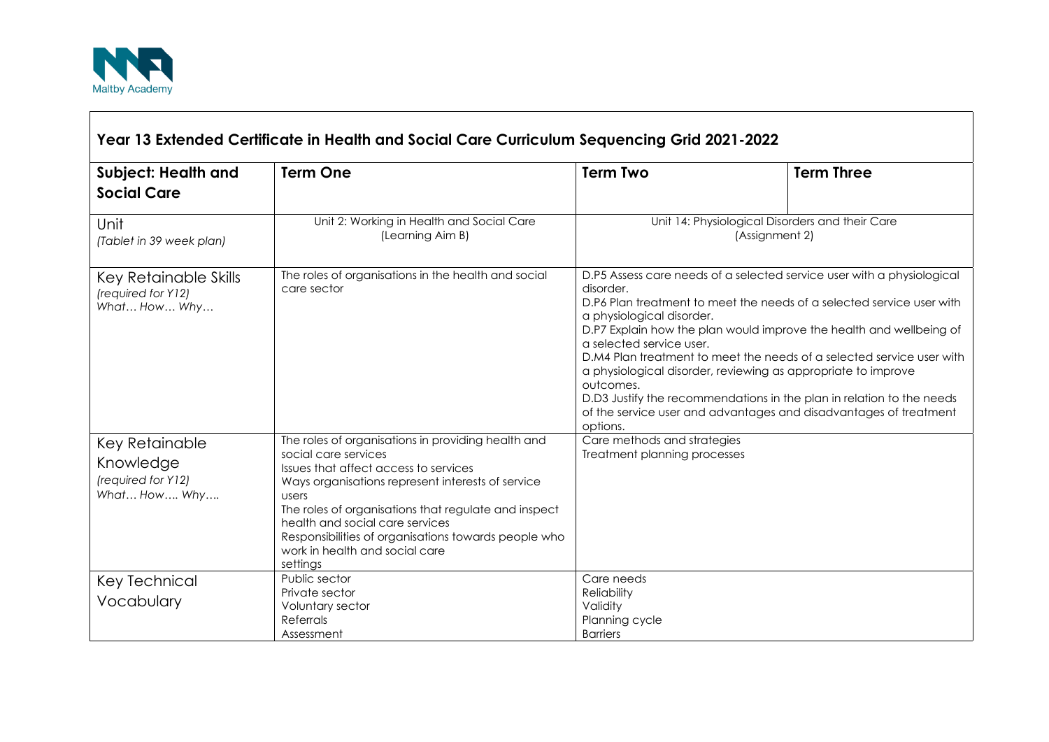## Year 13 Extended Certificate in Health and Social Care Curriculum Sequencing Grid 2021-2022

| **Subject: Health and Social Care** | **Term One** | **Term Two** | **Term Three** |
|---|---|---|---|
| Unit<br>*(Tablet in 39 week plan)* | Unit 2: Working in Health and Social Care (Learning Aim B) | Unit 14: Physiological Disorders and their Care (Assignment 2) | |
| Key Retainable Skills<br>*(required for Y12)*<br>*What… How… Why…* | The roles of organisations in the health and social care sector | D.P5 Assess care needs of a selected service user with a physiological disorder.<br>D.P6 Plan treatment to meet the needs of a selected service user with a physiological disorder.<br>D.P7 Explain how the plan would improve the health and wellbeing of a selected service user.<br>D.M4 Plan treatment to meet the needs of a selected service user with a physiological disorder, reviewing as appropriate to improve outcomes.<br>D.D3 Justify the recommendations in the plan in relation to the needs of the service user and advantages and disadvantages of treatment options. | |
| Key Retainable Knowledge<br>*(required for Y12)*<br>*What… How…. Why….* | The roles of organisations in providing health and social care services<br>Issues that affect access to services<br>Ways organisations represent interests of service users<br>The roles of organisations that regulate and inspect health and social care services<br>Responsibilities of organisations towards people who work in health and social care settings | Care methods and strategies<br>Treatment planning processes | |
| Key Technical Vocabulary | Public sector<br>Private sector<br>Voluntary sector<br>Referrals<br>Assessment | Care needs<br>Reliability<br>Validity<br>Planning cycle<br>Barriers | |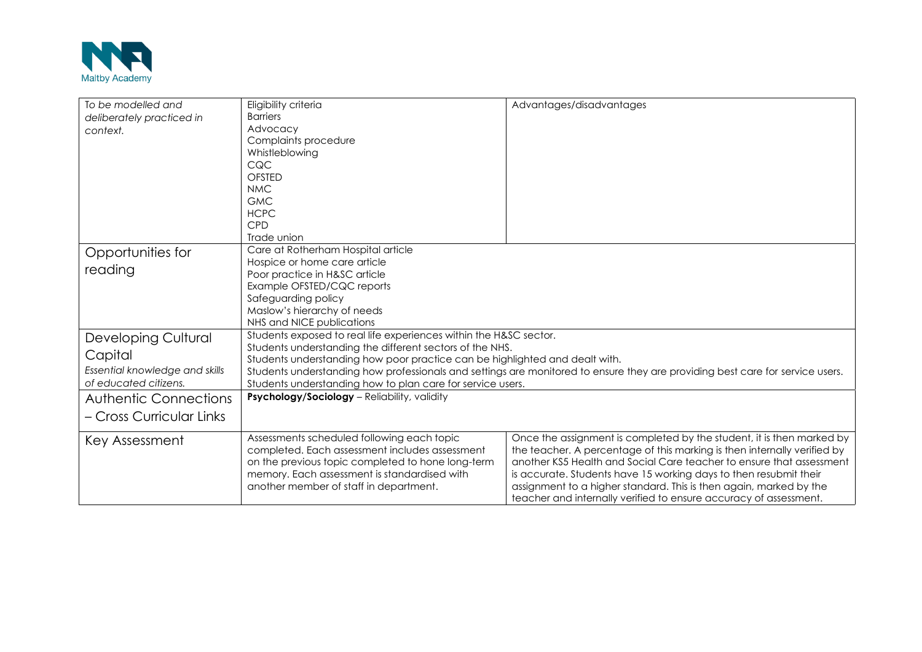| | | |
|---|---|---|
| *To be modelled and deliberately practiced in context.* | Eligibility criteria<br>Barriers<br>Advocacy<br>Complaints procedure<br>Whistleblowing<br>CQC<br>OFSTED<br>NMC<br>GMC<br>HCPC<br>CPD<br>Trade union | Advantages/disadvantages |
| Opportunities for reading | Care at Rotherham Hospital article<br>Hospice or home care article<br>Poor practice in H&SC article<br>Example OFSTED/CQC reports<br>Safeguarding policy<br>Maslow's hierarchy of needs<br>NHS and NICE publications | |
| Developing Cultural Capital<br>*Essential knowledge and skills of educated citizens.* | Students exposed to real life experiences within the H&SC sector.<br>Students understanding the different sectors of the NHS.<br>Students understanding how poor practice can be highlighted and dealt with.<br>Students understanding how professionals and settings are monitored to ensure they are providing best care for service users.<br>Students understanding how to plan care for service users. | |
| Authentic Connections – Cross Curricular Links | **Psychology/Sociology** – Reliability, validity | |
| Key Assessment | Assessments scheduled following each topic completed. Each assessment includes assessment on the previous topic completed to hone long-term memory. Each assessment is standardised with another member of staff in department. | Once the assignment is completed by the student, it is then marked by the teacher. A percentage of this marking is then internally verified by another KS5 Health and Social Care teacher to ensure that assessment is accurate. Students have 15 working days to then resubmit their assignment to a higher standard. This is then again, marked by the teacher and internally verified to ensure accuracy of assessment. |